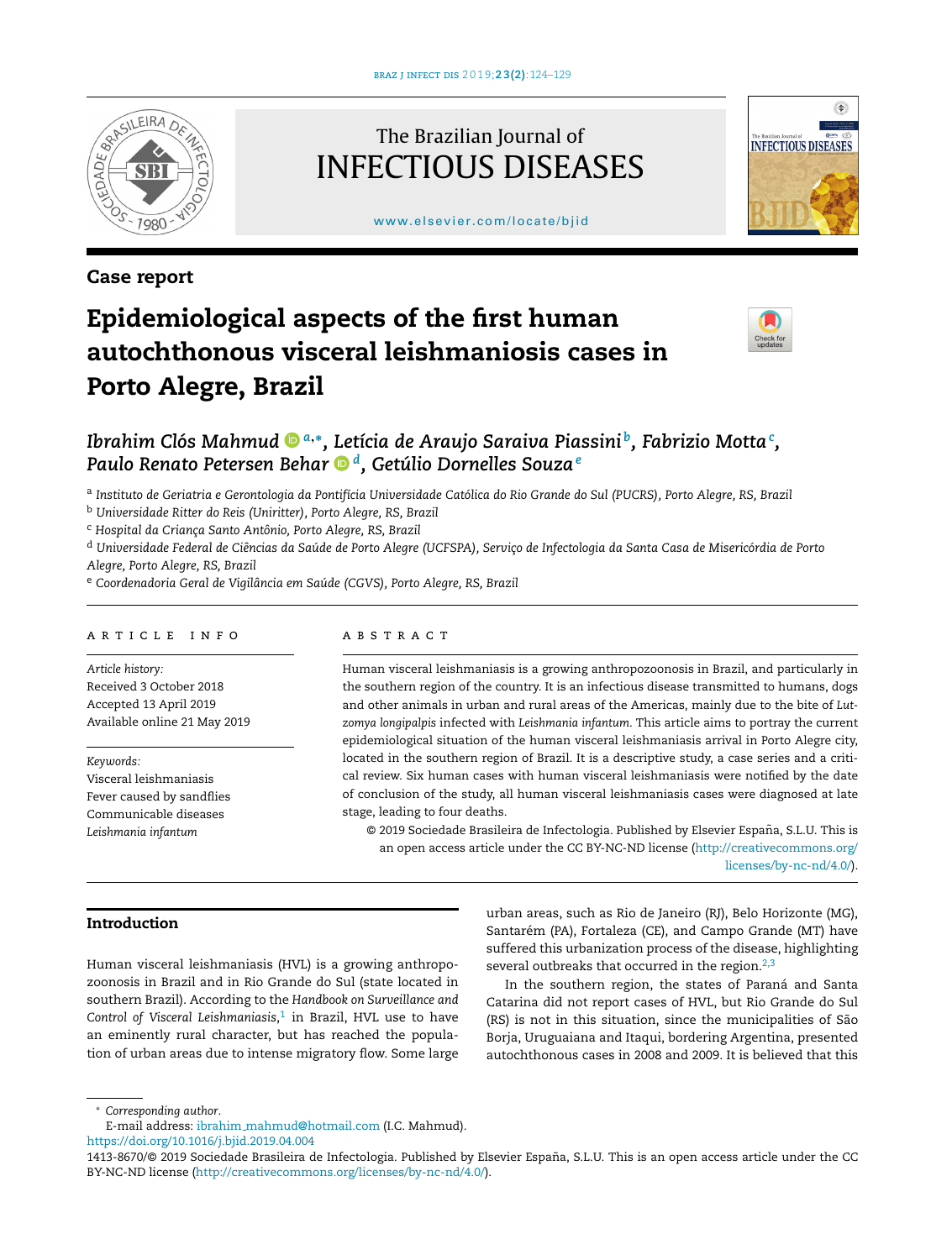Case report

# Epidemiological aspects of the first human autochthonous visceral leishmaniosis cases in Porto Alegre, Brazil

*Ibrahim Clós Mahmud* [a,*], *Letícia de Araujo Saraiva Piassini* [b], *Fabrizio Motta* [c], *Paulo Renato Petersen Behar* [d], *Getúlio Dornelles Souza* [e]

[a] Instituto de Geriatria e Gerontologia da Pontifícia Universidade Católica do Rio Grande do Sul (PUCRS), Porto Alegre, RS, Brazil
[b] Universidade Ritter do Reis (Uniritter), Porto Alegre, RS, Brazil
[c] Hospital da Criança Santo Antônio, Porto Alegre, RS, Brazil
[d] Universidade Federal de Ciências da Saúde de Porto Alegre (UCFSPA), Serviço de Infectologia da Santa Casa de Misericórdia de Porto Alegre, Porto Alegre, RS, Brazil
[e] Coordenadoria Geral de Vigilância em Saúde (CGVS), Porto Alegre, RS, Brazil

## ARTICLE INFO

*Article history:*
Received 3 October 2018
Accepted 13 April 2019
Available online 21 May 2019

*Keywords:*
Visceral leishmaniasis
Fever caused by sandflies
Communicable diseases
*Leishmania infantum*

## ABSTRACT

Human visceral leishmaniasis is a growing anthropozoonosis in Brazil, and particularly in the southern region of the country. It is an infectious disease transmitted to humans, dogs and other animals in urban and rural areas of the Americas, mainly due to the bite of *Lutzomya longipalpis* infected with *Leishmania infantum*. This article aims to portray the current epidemiological situation of the human visceral leishmaniasis arrival in Porto Alegre city, located in the southern region of Brazil. It is a descriptive study, a case series and a critical review. Six human cases with human visceral leishmaniasis were notified by the date of conclusion of the study, all human visceral leishmaniasis cases were diagnosed at late stage, leading to four deaths.

© 2019 Sociedade Brasileira de Infectologia. Published by Elsevier España, S.L.U. This is an open access article under the CC BY-NC-ND license (http://creativecommons.org/licenses/by-nc-nd/4.0/).

## Introduction

Human visceral leishmaniasis (HVL) is a growing anthropozoonosis in Brazil and in Rio Grande do Sul (state located in southern Brazil). According to the *Handbook on Surveillance and Control of Visceral Leishmaniasis*,[1] in Brazil, HVL use to have an eminently rural character, but has reached the population of urban areas due to intense migratory flow. Some large urban areas, such as Rio de Janeiro (RJ), Belo Horizonte (MG), Santarém (PA), Fortaleza (CE), and Campo Grande (MT) have suffered this urbanization process of the disease, highlighting several outbreaks that occurred in the region.[2,3]

In the southern region, the states of Paraná and Santa Catarina did not report cases of HVL, but Rio Grande do Sul (RS) is not in this situation, since the municipalities of São Borja, Uruguaiana and Itaqui, bordering Argentina, presented autochthonous cases in 2008 and 2009. It is believed that this

* Corresponding author.
E-mail address: ibrahim_mahmud@hotmail.com (I.C. Mahmud).
https://doi.org/10.1016/j.bjid.2019.04.004
1413-8670/© 2019 Sociedade Brasileira de Infectologia. Published by Elsevier España, S.L.U. This is an open access article under the CC BY-NC-ND license (http://creativecommons.org/licenses/by-nc-nd/4.0/).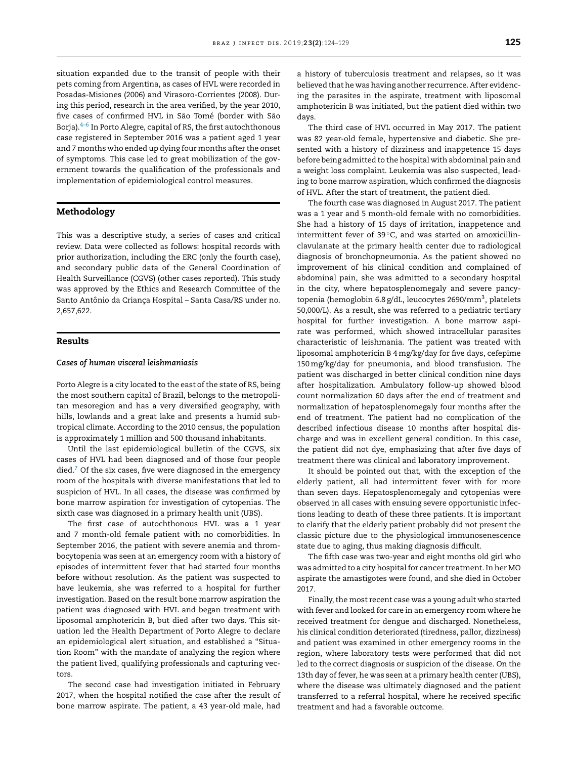situation expanded due to the transit of people with their pets coming from Argentina, as cases of HVL were recorded in Posadas-Misiones (2006) and Virasoro-Corrientes (2008). During this period, research in the area verified, by the year 2010, five cases of confirmed HVL in São Tomé (border with São Borja).[4–6] In Porto Alegre, capital of RS, the first autochthonous case registered in September 2016 was a patient aged 1 year and 7 months who ended up dying four months after the onset of symptoms. This case led to great mobilization of the government towards the qualification of the professionals and implementation of epidemiological control measures.

## Methodology

This was a descriptive study, a series of cases and critical review. Data were collected as follows: hospital records with prior authorization, including the ERC (only the fourth case), and secondary public data of the General Coordination of Health Surveillance (CGVS) (other cases reported). This study was approved by the Ethics and Research Committee of the Santo Antônio da Criança Hospital – Santa Casa/RS under no. 2,657,622.

## Results

### *Cases of human visceral leishmaniasis*

Porto Alegre is a city located to the east of the state of RS, being the most southern capital of Brazil, belongs to the metropolitan mesoregion and has a very diversified geography, with hills, lowlands and a great lake and presents a humid subtropical climate. According to the 2010 census, the population is approximately 1 million and 500 thousand inhabitants.

Until the last epidemiological bulletin of the CGVS, six cases of HVL had been diagnosed and of those four people died.[7] Of the six cases, five were diagnosed in the emergency room of the hospitals with diverse manifestations that led to suspicion of HVL. In all cases, the disease was confirmed by bone marrow aspiration for investigation of cytopenias. The sixth case was diagnosed in a primary health unit (UBS).

The first case of autochthonous HVL was a 1 year and 7 month-old female patient with no comorbidities. In September 2016, the patient with severe anemia and thrombocytopenia was seen at an emergency room with a history of episodes of intermittent fever that had started four months before without resolution. As the patient was suspected to have leukemia, she was referred to a hospital for further investigation. Based on the result bone marrow aspiration the patient was diagnosed with HVL and began treatment with liposomal amphotericin B, but died after two days. This situation led the Health Department of Porto Alegre to declare an epidemiological alert situation, and established a "Situation Room" with the mandate of analyzing the region where the patient lived, qualifying professionals and capturing vectors.

The second case had investigation initiated in February 2017, when the hospital notified the case after the result of bone marrow aspirate. The patient, a 43 year-old male, had a history of tuberculosis treatment and relapses, so it was believed that he was having another recurrence. After evidencing the parasites in the aspirate, treatment with liposomal amphotericin B was initiated, but the patient died within two days.

The third case of HVL occurred in May 2017. The patient was 82 year-old female, hypertensive and diabetic. She presented with a history of dizziness and inappetence 15 days before being admitted to the hospital with abdominal pain and a weight loss complaint. Leukemia was also suspected, leading to bone marrow aspiration, which confirmed the diagnosis of HVL. After the start of treatment, the patient died.

The fourth case was diagnosed in August 2017. The patient was a 1 year and 5 month-old female with no comorbidities. She had a history of 15 days of irritation, inappetence and intermittent fever of 39 °C, and was started on amoxicillin-clavulanate at the primary health center due to radiological diagnosis of bronchopneumonia. As the patient showed no improvement of his clinical condition and complained of abdominal pain, she was admitted to a secondary hospital in the city, where hepatosplenomegaly and severe pancytopenia (hemoglobin 6.8 g/dL, leucocytes 2690/mm$^3$, platelets 50,000/L). As a result, she was referred to a pediatric tertiary hospital for further investigation. A bone marrow aspirate was performed, which showed intracellular parasites characteristic of leishmania. The patient was treated with liposomal amphotericin B 4 mg/kg/day for five days, cefepime 150 mg/kg/day for pneumonia, and blood transfusion. The patient was discharged in better clinical condition nine days after hospitalization. Ambulatory follow-up showed blood count normalization 60 days after the end of treatment and normalization of hepatosplenomegaly four months after the end of treatment. The patient had no complication of the described infectious disease 10 months after hospital discharge and was in excellent general condition. In this case, the patient did not dye, emphasizing that after five days of treatment there was clinical and laboratory improvement.

It should be pointed out that, with the exception of the elderly patient, all had intermittent fever with for more than seven days. Hepatosplenomegaly and cytopenias were observed in all cases with ensuing severe opportunistic infections leading to death of these three patients. It is important to clarify that the elderly patient probably did not present the classic picture due to the physiological immunosenescence state due to aging, thus making diagnosis difficult.

The fifth case was two-year and eight months old girl who was admitted to a city hospital for cancer treatment. In her MO aspirate the amastigotes were found, and she died in October 2017.

Finally, the most recent case was a young adult who started with fever and looked for care in an emergency room where he received treatment for dengue and discharged. Nonetheless, his clinical condition deteriorated (tiredness, pallor, dizziness) and patient was examined in other emergency rooms in the region, where laboratory tests were performed that did not led to the correct diagnosis or suspicion of the disease. On the 13th day of fever, he was seen at a primary health center (UBS), where the disease was ultimately diagnosed and the patient transferred to a referral hospital, where he received specific treatment and had a favorable outcome.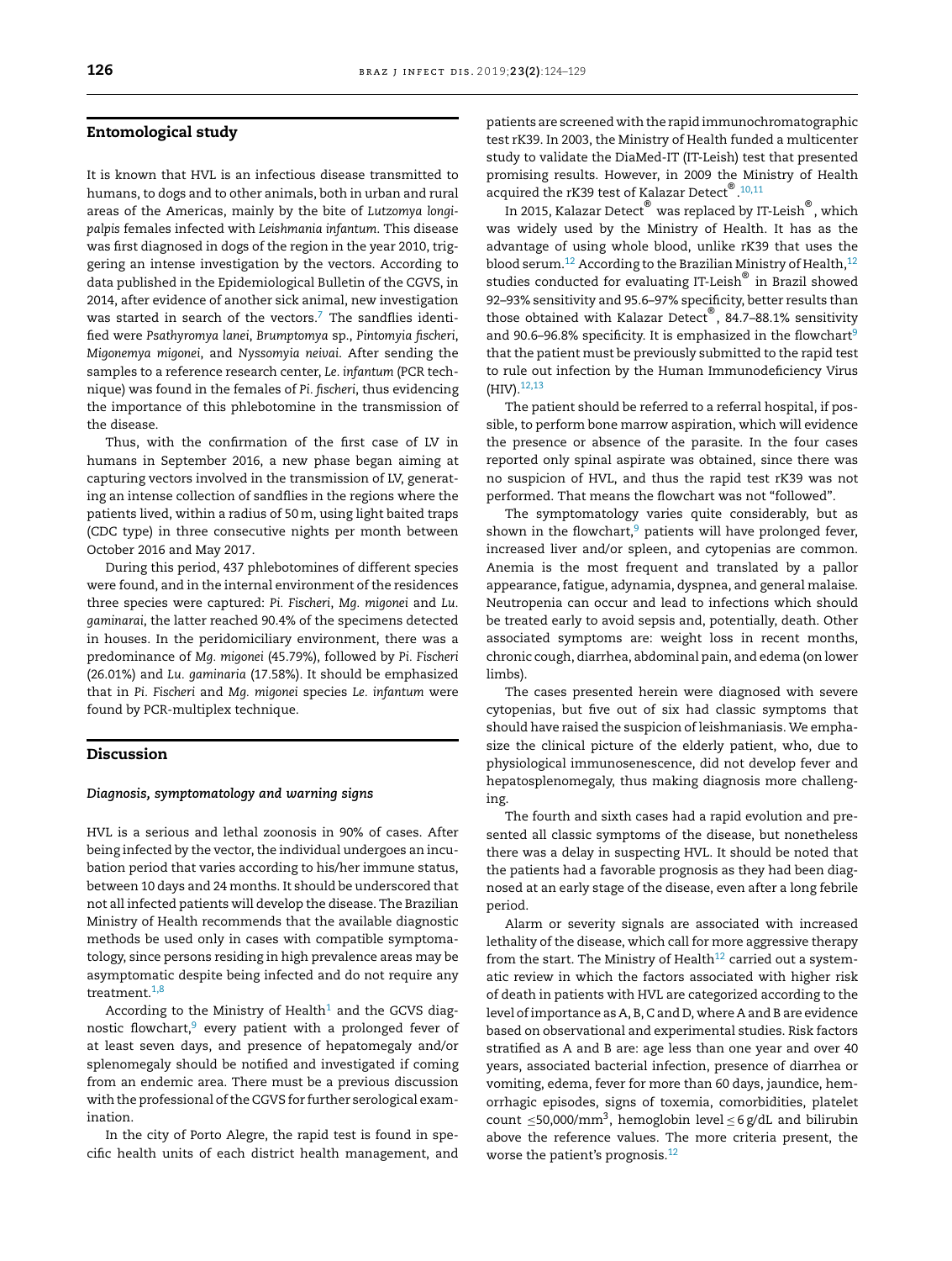## Entomological study

It is known that HVL is an infectious disease transmitted to humans, to dogs and to other animals, both in urban and rural areas of the Americas, mainly by the bite of *Lutzomya longipalpis* females infected with *Leishmania infantum*. This disease was first diagnosed in dogs of the region in the year 2010, triggering an intense investigation by the vectors. According to data published in the Epidemiological Bulletin of the CGVS, in 2014, after evidence of another sick animal, new investigation was started in search of the vectors.[7] The sandflies identified were *Psathyromya lanei*, *Brumptomya* sp., *Pintomyia fischeri*, *Migonemya migonei*, and *Nyssomyia neivai*. After sending the samples to a reference research center, *Le. infantum* (PCR technique) was found in the females of *Pi. fischeri*, thus evidencing the importance of this phlebotomine in the transmission of the disease.

Thus, with the confirmation of the first case of LV in humans in September 2016, a new phase began aiming at capturing vectors involved in the transmission of LV, generating an intense collection of sandflies in the regions where the patients lived, within a radius of 50 m, using light baited traps (CDC type) in three consecutive nights per month between October 2016 and May 2017.

During this period, 437 phlebotomines of different species were found, and in the internal environment of the residences three species were captured: *Pi. Fischeri*, *Mg. migonei* and *Lu. gaminarai*, the latter reached 90.4% of the specimens detected in houses. In the peridomiciliary environment, there was a predominance of *Mg. migonei* (45.79%), followed by *Pi. Fischeri* (26.01%) and *Lu. gaminaria* (17.58%). It should be emphasized that in *Pi. Fischeri* and *Mg. migonei* species *Le. infantum* were found by PCR-multiplex technique.

## Discussion

### Diagnosis, symptomatology and warning signs

HVL is a serious and lethal zoonosis in 90% of cases. After being infected by the vector, the individual undergoes an incubation period that varies according to his/her immune status, between 10 days and 24 months. It should be underscored that not all infected patients will develop the disease. The Brazilian Ministry of Health recommends that the available diagnostic methods be used only in cases with compatible symptomatology, since persons residing in high prevalence areas may be asymptomatic despite being infected and do not require any treatment.[1,8]

According to the Ministry of Health[1] and the GCVS diagnostic flowchart,[9] every patient with a prolonged fever of at least seven days, and presence of hepatomegaly and/or splenomegaly should be notified and investigated if coming from an endemic area. There must be a previous discussion with the professional of the CGVS for further serological examination.

In the city of Porto Alegre, the rapid test is found in specific health units of each district health management, and patients are screened with the rapid immunochromatographic test rK39. In 2003, the Ministry of Health funded a multicenter study to validate the DiaMed-IT (IT-Leish) test that presented promising results. However, in 2009 the Ministry of Health acquired the rK39 test of Kalazar Detect®.[10,11]

In 2015, Kalazar Detect® was replaced by IT-Leish®, which was widely used by the Ministry of Health. It has as the advantage of using whole blood, unlike rK39 that uses the blood serum.[12] According to the Brazilian Ministry of Health,[12] studies conducted for evaluating IT-Leish® in Brazil showed 92–93% sensitivity and 95.6–97% specificity, better results than those obtained with Kalazar Detect®, 84.7–88.1% sensitivity and 90.6–96.8% specificity. It is emphasized in the flowchart[9] that the patient must be previously submitted to the rapid test to rule out infection by the Human Immunodeficiency Virus (HIV).[12,13]

The patient should be referred to a referral hospital, if possible, to perform bone marrow aspiration, which will evidence the presence or absence of the parasite. In the four cases reported only spinal aspirate was obtained, since there was no suspicion of HVL, and thus the rapid test rK39 was not performed. That means the flowchart was not "followed".

The symptomatology varies quite considerably, but as shown in the flowchart,[9] patients will have prolonged fever, increased liver and/or spleen, and cytopenias are common. Anemia is the most frequent and translated by a pallor appearance, fatigue, adynamia, dyspnea, and general malaise. Neutropenia can occur and lead to infections which should be treated early to avoid sepsis and, potentially, death. Other associated symptoms are: weight loss in recent months, chronic cough, diarrhea, abdominal pain, and edema (on lower limbs).

The cases presented herein were diagnosed with severe cytopenias, but five out of six had classic symptoms that should have raised the suspicion of leishmaniasis. We emphasize the clinical picture of the elderly patient, who, due to physiological immunosenescence, did not develop fever and hepatosplenomegaly, thus making diagnosis more challenging.

The fourth and sixth cases had a rapid evolution and presented all classic symptoms of the disease, but nonetheless there was a delay in suspecting HVL. It should be noted that the patients had a favorable prognosis as they had been diagnosed at an early stage of the disease, even after a long febrile period.

Alarm or severity signals are associated with increased lethality of the disease, which call for more aggressive therapy from the start. The Ministry of Health[12] carried out a systematic review in which the factors associated with higher risk of death in patients with HVL are categorized according to the level of importance as A, B, C and D, where A and B are evidence based on observational and experimental studies. Risk factors stratified as A and B are: age less than one year and over 40 years, associated bacterial infection, presence of diarrhea or vomiting, edema, fever for more than 60 days, jaundice, hemorrhagic episodes, signs of toxemia, comorbidities, platelet count $\leq$50,000/mm$^3$, hemoglobin level $\leq$ 6 g/dL and bilirubin above the reference values. The more criteria present, the worse the patient's prognosis.[12]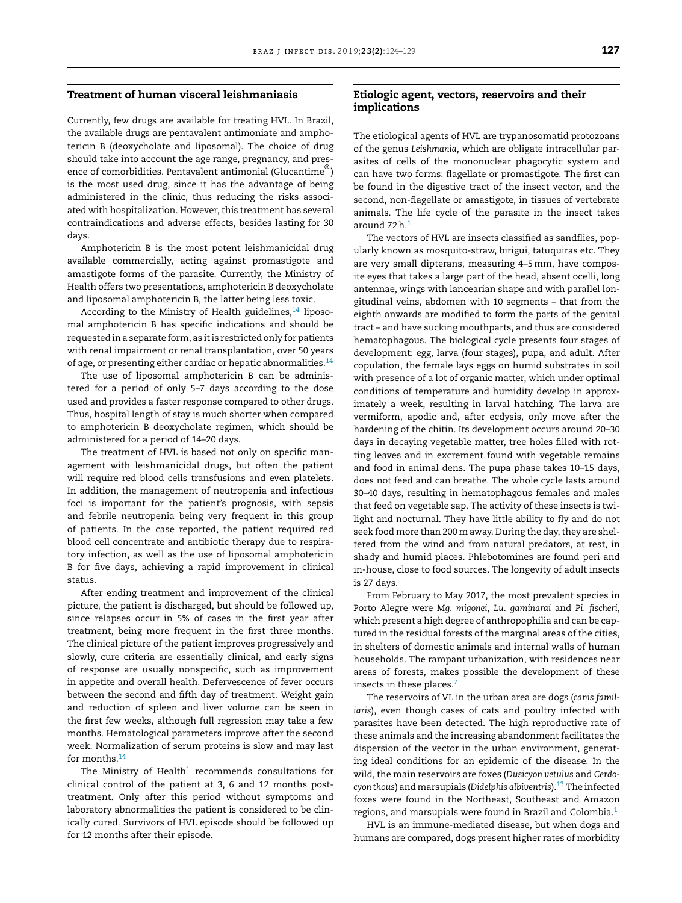## Treatment of human visceral leishmaniasis

Currently, few drugs are available for treating HVL. In Brazil, the available drugs are pentavalent antimoniate and amphotericin B (deoxycholate and liposomal). The choice of drug should take into account the age range, pregnancy, and presence of comorbidities. Pentavalent antimonial (Glucantime®) is the most used drug, since it has the advantage of being administered in the clinic, thus reducing the risks associated with hospitalization. However, this treatment has several contraindications and adverse effects, besides lasting for 30 days.

Amphotericin B is the most potent leishmanicidal drug available commercially, acting against promastigote and amastigote forms of the parasite. Currently, the Ministry of Health offers two presentations, amphotericin B deoxycholate and liposomal amphotericin B, the latter being less toxic.

According to the Ministry of Health guidelines,[14] liposomal amphotericin B has specific indications and should be requested in a separate form, as it is restricted only for patients with renal impairment or renal transplantation, over 50 years of age, or presenting either cardiac or hepatic abnormalities.[14]

The use of liposomal amphotericin B can be administered for a period of only 5–7 days according to the dose used and provides a faster response compared to other drugs. Thus, hospital length of stay is much shorter when compared to amphotericin B deoxycholate regimen, which should be administered for a period of 14–20 days.

The treatment of HVL is based not only on specific management with leishmanicidal drugs, but often the patient will require red blood cells transfusions and even platelets. In addition, the management of neutropenia and infectious foci is important for the patient's prognosis, with sepsis and febrile neutropenia being very frequent in this group of patients. In the case reported, the patient required red blood cell concentrate and antibiotic therapy due to respiratory infection, as well as the use of liposomal amphotericin B for five days, achieving a rapid improvement in clinical status.

After ending treatment and improvement of the clinical picture, the patient is discharged, but should be followed up, since relapses occur in 5% of cases in the first year after treatment, being more frequent in the first three months. The clinical picture of the patient improves progressively and slowly, cure criteria are essentially clinical, and early signs of response are usually nonspecific, such as improvement in appetite and overall health. Defervescence of fever occurs between the second and fifth day of treatment. Weight gain and reduction of spleen and liver volume can be seen in the first few weeks, although full regression may take a few months. Hematological parameters improve after the second week. Normalization of serum proteins is slow and may last for months.[14]

The Ministry of Health[1] recommends consultations for clinical control of the patient at 3, 6 and 12 months post-treatment. Only after this period without symptoms and laboratory abnormalities the patient is considered to be clinically cured. Survivors of HVL episode should be followed up for 12 months after their episode.

## Etiologic agent, vectors, reservoirs and their implications

The etiological agents of HVL are trypanosomatid protozoans of the genus *Leishmania*, which are obligate intracellular parasites of cells of the mononuclear phagocytic system and can have two forms: flagellate or promastigote. The first can be found in the digestive tract of the insect vector, and the second, non-flagellate or amastigote, in tissues of vertebrate animals. The life cycle of the parasite in the insect takes around 72 h.[1]

The vectors of HVL are insects classified as sandflies, popularly known as mosquito-straw, birigui, tatuquiras etc. They are very small dipterans, measuring 4–5 mm, have composite eyes that takes a large part of the head, absent ocelli, long antennae, wings with lancearian shape and with parallel longitudinal veins, abdomen with 10 segments – that from the eighth onwards are modified to form the parts of the genital tract – and have sucking mouthparts, and thus are considered hematophagous. The biological cycle presents four stages of development: egg, larva (four stages), pupa, and adult. After copulation, the female lays eggs on humid substrates in soil with presence of a lot of organic matter, which under optimal conditions of temperature and humidity develop in approximately a week, resulting in larval hatching. The larva are vermiform, apodic and, after ecdysis, only move after the hardening of the chitin. Its development occurs around 20–30 days in decaying vegetable matter, tree holes filled with rotting leaves and in excrement found with vegetable remains and food in animal dens. The pupa phase takes 10–15 days, does not feed and can breathe. The whole cycle lasts around 30–40 days, resulting in hematophagous females and males that feed on vegetable sap. The activity of these insects is twilight and nocturnal. They have little ability to fly and do not seek food more than 200 m away. During the day, they are sheltered from the wind and from natural predators, at rest, in shady and humid places. Phlebotomines are found peri and in-house, close to food sources. The longevity of adult insects is 27 days.

From February to May 2017, the most prevalent species in Porto Alegre were *Mg. migonei*, *Lu. gaminarai* and *Pi. fischeri*, which present a high degree of anthropophilia and can be captured in the residual forests of the marginal areas of the cities, in shelters of domestic animals and internal walls of human households. The rampant urbanization, with residences near areas of forests, makes possible the development of these insects in these places.[7]

The reservoirs of VL in the urban area are dogs (*canis familiaris*), even though cases of cats and poultry infected with parasites have been detected. The high reproductive rate of these animals and the increasing abandonment facilitates the dispersion of the vector in the urban environment, generating ideal conditions for an epidemic of the disease. In the wild, the main reservoirs are foxes (*Dusicyon vetulus* and *Cerdocyon thous*) and marsupials (*Didelphis albiventris*).[13] The infected foxes were found in the Northeast, Southeast and Amazon regions, and marsupials were found in Brazil and Colombia.[1]

HVL is an immune-mediated disease, but when dogs and humans are compared, dogs present higher rates of morbidity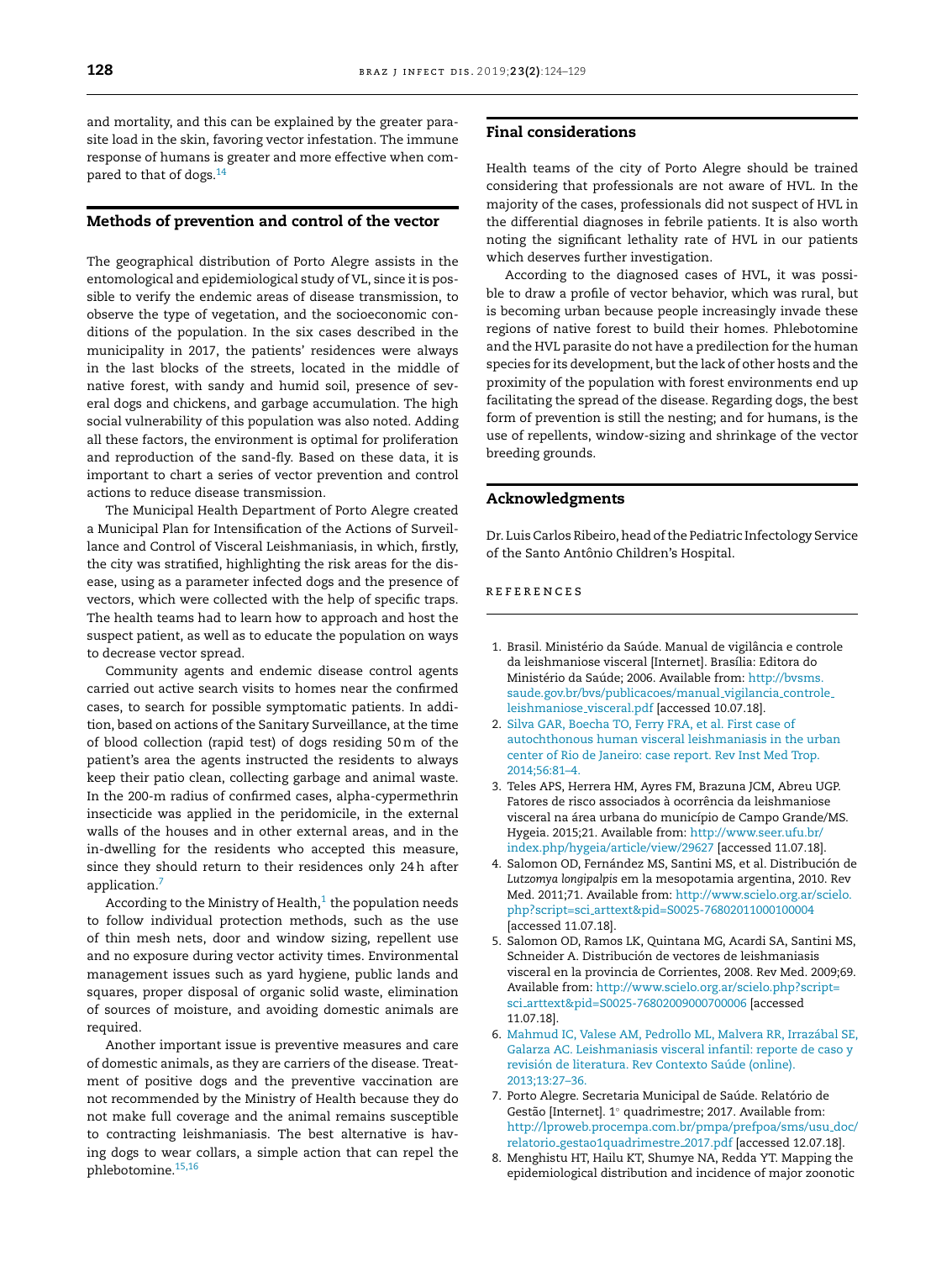and mortality, and this can be explained by the greater parasite load in the skin, favoring vector infestation. The immune response of humans is greater and more effective when compared to that of dogs.[14]

## Methods of prevention and control of the vector

The geographical distribution of Porto Alegre assists in the entomological and epidemiological study of VL, since it is possible to verify the endemic areas of disease transmission, to observe the type of vegetation, and the socioeconomic conditions of the population. In the six cases described in the municipality in 2017, the patients' residences were always in the last blocks of the streets, located in the middle of native forest, with sandy and humid soil, presence of several dogs and chickens, and garbage accumulation. The high social vulnerability of this population was also noted. Adding all these factors, the environment is optimal for proliferation and reproduction of the sand-fly. Based on these data, it is important to chart a series of vector prevention and control actions to reduce disease transmission.

The Municipal Health Department of Porto Alegre created a Municipal Plan for Intensification of the Actions of Surveillance and Control of Visceral Leishmaniasis, in which, firstly, the city was stratified, highlighting the risk areas for the disease, using as a parameter infected dogs and the presence of vectors, which were collected with the help of specific traps. The health teams had to learn how to approach and host the suspect patient, as well as to educate the population on ways to decrease vector spread.

Community agents and endemic disease control agents carried out active search visits to homes near the confirmed cases, to search for possible symptomatic patients. In addition, based on actions of the Sanitary Surveillance, at the time of blood collection (rapid test) of dogs residing 50 m of the patient's area the agents instructed the residents to always keep their patio clean, collecting garbage and animal waste. In the 200-m radius of confirmed cases, alpha-cypermethrin insecticide was applied in the peridomicile, in the external walls of the houses and in other external areas, and in the in-dwelling for the residents who accepted this measure, since they should return to their residences only 24 h after application.[7]

According to the Ministry of Health,[1] the population needs to follow individual protection methods, such as the use of thin mesh nets, door and window sizing, repellent use and no exposure during vector activity times. Environmental management issues such as yard hygiene, public lands and squares, proper disposal of organic solid waste, elimination of sources of moisture, and avoiding domestic animals are required.

Another important issue is preventive measures and care of domestic animals, as they are carriers of the disease. Treatment of positive dogs and the preventive vaccination are not recommended by the Ministry of Health because they do not make full coverage and the animal remains susceptible to contracting leishmaniasis. The best alternative is having dogs to wear collars, a simple action that can repel the phlebotomine.[15,16]

## Final considerations

Health teams of the city of Porto Alegre should be trained considering that professionals are not aware of HVL. In the majority of the cases, professionals did not suspect of HVL in the differential diagnoses in febrile patients. It is also worth noting the significant lethality rate of HVL in our patients which deserves further investigation.

According to the diagnosed cases of HVL, it was possible to draw a profile of vector behavior, which was rural, but is becoming urban because people increasingly invade these regions of native forest to build their homes. Phlebotomine and the HVL parasite do not have a predilection for the human species for its development, but the lack of other hosts and the proximity of the population with forest environments end up facilitating the spread of the disease. Regarding dogs, the best form of prevention is still the nesting; and for humans, is the use of repellents, window-sizing and shrinkage of the vector breeding grounds.

## Acknowledgments

Dr. Luis Carlos Ribeiro, head of the Pediatric Infectology Service of the Santo Antônio Children's Hospital.

## REFERENCES

1. Brasil. Ministério da Saúde. Manual de vigilância e controle da leishmaniose visceral [Internet]. Brasília: Editora do Ministério da Saúde; 2006. Available from: http://bvsms.saude.gov.br/bvs/publicacoes/manual_vigilancia_controle_leishmaniose_visceral.pdf [accessed 10.07.18].
2. Silva GAR, Boecha TO, Ferry FRA, et al. First case of autochthonous human visceral leishmaniasis in the urban center of Rio de Janeiro: case report. Rev Inst Med Trop. 2014;56:81–4.
3. Teles APS, Herrera HM, Ayres FM, Brazuna JCM, Abreu UGP. Fatores de risco associados à ocorrência da leishmaniose visceral na área urbana do município de Campo Grande/MS. Hygeia. 2015;21. Available from: http://www.seer.ufu.br/index.php/hygeia/article/view/29627 [accessed 11.07.18].
4. Salomon OD, Fernández MS, Santini MS, et al. Distribución de *Lutzomya longipalpis* em la mesopotamia argentina, 2010. Rev Med. 2011;71. Available from: http://www.scielo.org.ar/scielo.php?script=sci_arttext&pid=S0025-76802011000100004 [accessed 11.07.18].
5. Salomon OD, Ramos LK, Quintana MG, Acardi SA, Santini MS, Schneider A. Distribución de vectores de leishmaniasis visceral en la provincia de Corrientes, 2008. Rev Med. 2009;69. Available from: http://www.scielo.org.ar/scielo.php?script=sci_arttext&pid=S0025-76802009000700006 [accessed 11.07.18].
6. Mahmud IC, Valese AM, Pedrollo ML, Malvera RR, Irrazábal SE, Galarza AC. Leishmaniasis visceral infantil: reporte de caso y revisión de literatura. Rev Contexto Saúde (online). 2013;13:27–36.
7. Porto Alegre. Secretaria Municipal de Saúde. Relatório de Gestão [Internet]. 1° quadrimestre; 2017. Available from: http://lproweb.procempa.com.br/pmpa/prefpoa/sms/usu_doc/relatorio_gestao1quadrimestre_2017.pdf [accessed 12.07.18].
8. Menghistu HT, Hailu KT, Shumye NA, Redda YT. Mapping the epidemiological distribution and incidence of major zoonotic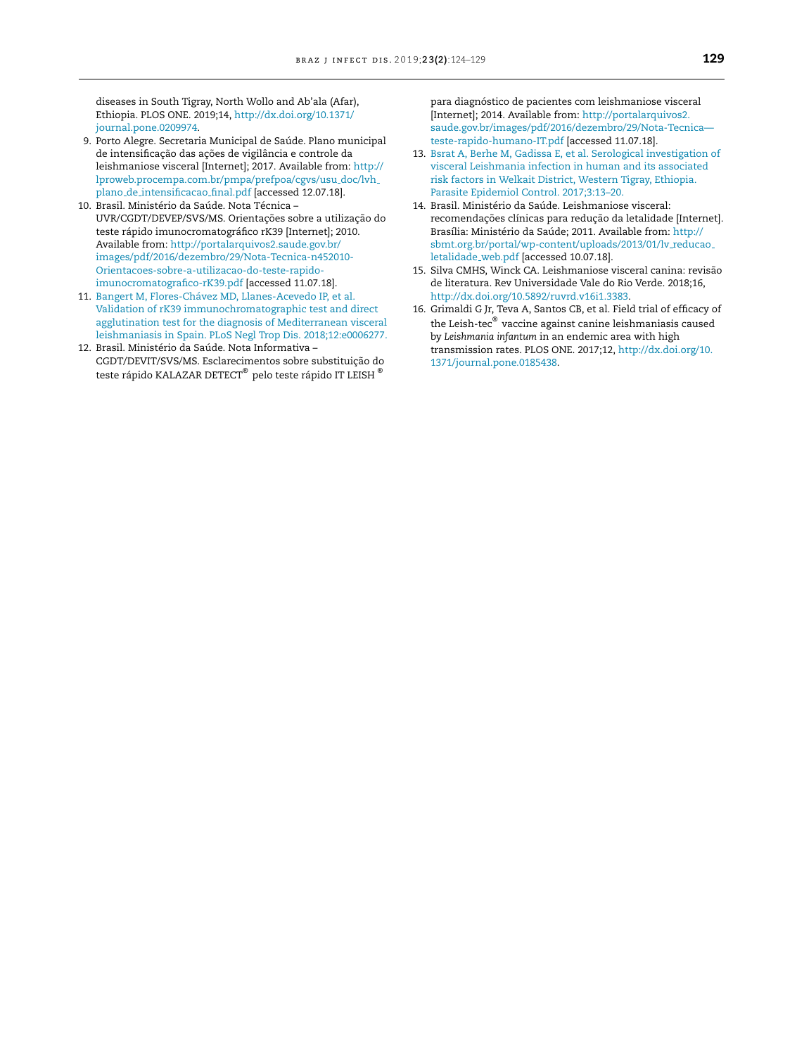diseases in South Tigray, North Wollo and Ab'ala (Afar), Ethiopia. PLOS ONE. 2019;14, http://dx.doi.org/10.1371/journal.pone.0209974.

9. Porto Alegre. Secretaria Municipal de Saúde. Plano municipal de intensificação das ações de vigilância e controle da leishmaniose visceral [Internet]; 2017. Available from: http://lproweb.procempa.com.br/pmpa/prefpoa/cgvs/usu_doc/lvh_plano_de_intensificacao_final.pdf [accessed 12.07.18].
10. Brasil. Ministério da Saúde. Nota Técnica – UVR/CGDT/DEVEP/SVS/MS. Orientações sobre a utilização do teste rápido imunocromatográfico rK39 [Internet]; 2010. Available from: http://portalarquivos2.saude.gov.br/images/pdf/2016/dezembro/29/Nota-Tecnica-n452010-Orientacoes-sobre-a-utilizacao-do-teste-rapido-imunocromatografico-rK39.pdf [accessed 11.07.18].
11. Bangert M, Flores-Chávez MD, Llanes-Acevedo IP, et al. Validation of rK39 immunochromatographic test and direct agglutination test for the diagnosis of Mediterranean visceral leishmaniasis in Spain. PLoS Negl Trop Dis. 2018;12:e0006277.
12. Brasil. Ministério da Saúde. Nota Informativa – CGDT/DEVIT/SVS/MS. Esclarecimentos sobre substituição do teste rápido KALAZAR DETECT® pelo teste rápido IT LEISH ® para diagnóstico de pacientes com leishmaniose visceral [Internet]; 2014. Available from: http://portalarquivos2.saude.gov.br/images/pdf/2016/dezembro/29/Nota-Tecnica—teste-rapido-humano-IT.pdf [accessed 11.07.18].
13. Bsrat A, Berhe M, Gadissa E, et al. Serological investigation of visceral Leishmania infection in human and its associated risk factors in Welkait District, Western Tigray, Ethiopia. Parasite Epidemiol Control. 2017;3:13–20.
14. Brasil. Ministério da Saúde. Leishmaniose visceral: recomendações clínicas para redução da letalidade [Internet]. Brasília: Ministério da Saúde; 2011. Available from: http://sbmt.org.br/portal/wp-content/uploads/2013/01/lv_reducao_letalidade_web.pdf [accessed 10.07.18].
15. Silva CMHS, Winck CA. Leishmaniose visceral canina: revisão de literatura. Rev Universidade Vale do Rio Verde. 2018;16, http://dx.doi.org/10.5892/ruvrd.v16i1.3383.
16. Grimaldi G Jr, Teva A, Santos CB, et al. Field trial of efficacy of the Leish-tec® vaccine against canine leishmaniasis caused by *Leishmania infantum* in an endemic area with high transmission rates. PLOS ONE. 2017;12, http://dx.doi.org/10.1371/journal.pone.0185438.